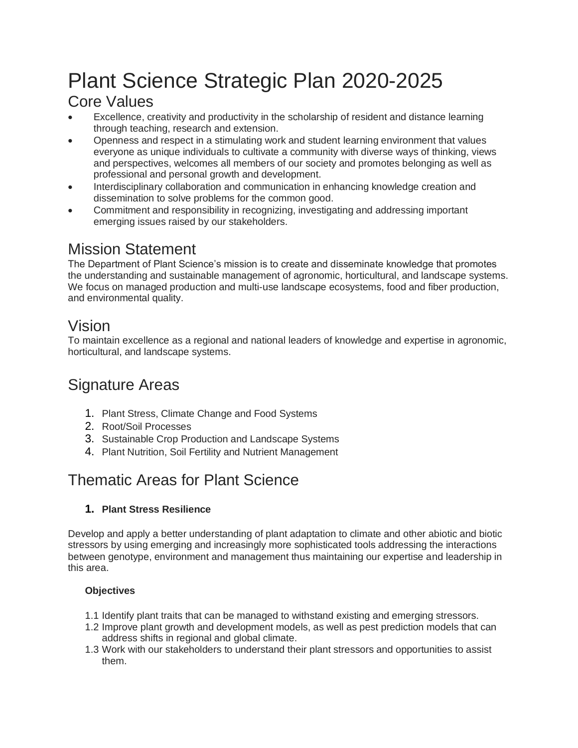# Plant Science Strategic Plan 2020-2025

## Core Values

- Excellence, creativity and productivity in the scholarship of resident and distance learning through teaching, research and extension.
- Openness and respect in a stimulating work and student learning environment that values everyone as unique individuals to cultivate a community with diverse ways of thinking, views and perspectives, welcomes all members of our society and promotes belonging as well as professional and personal growth and development.
- Interdisciplinary collaboration and communication in enhancing knowledge creation and dissemination to solve problems for the common good.
- Commitment and responsibility in recognizing, investigating and addressing important emerging issues raised by our stakeholders.

## Mission Statement

The Department of Plant Science's mission is to create and disseminate knowledge that promotes the understanding and sustainable management of agronomic, horticultural, and landscape systems. We focus on managed production and multi-use landscape ecosystems, food and fiber production, and environmental quality.

## Vision

To maintain excellence as a regional and national leaders of knowledge and expertise in agronomic, horticultural, and landscape systems.

## Signature Areas

1. Plant Stress, Climate Change and Food Systems
2. Root/Soil Processes
3. Sustainable Crop Production and Landscape Systems
4. Plant Nutrition, Soil Fertility and Nutrient Management

## Thematic Areas for Plant Science

### 1. Plant Stress Resilience

Develop and apply a better understanding of plant adaptation to climate and other abiotic and biotic stressors by using emerging and increasingly more sophisticated tools addressing the interactions between genotype, environment and management thus maintaining our expertise and leadership in this area.

**Objectives**

1.1 Identify plant traits that can be managed to withstand existing and emerging stressors.

1.2 Improve plant growth and development models, as well as pest prediction models that can address shifts in regional and global climate.

1.3 Work with our stakeholders to understand their plant stressors and opportunities to assist them.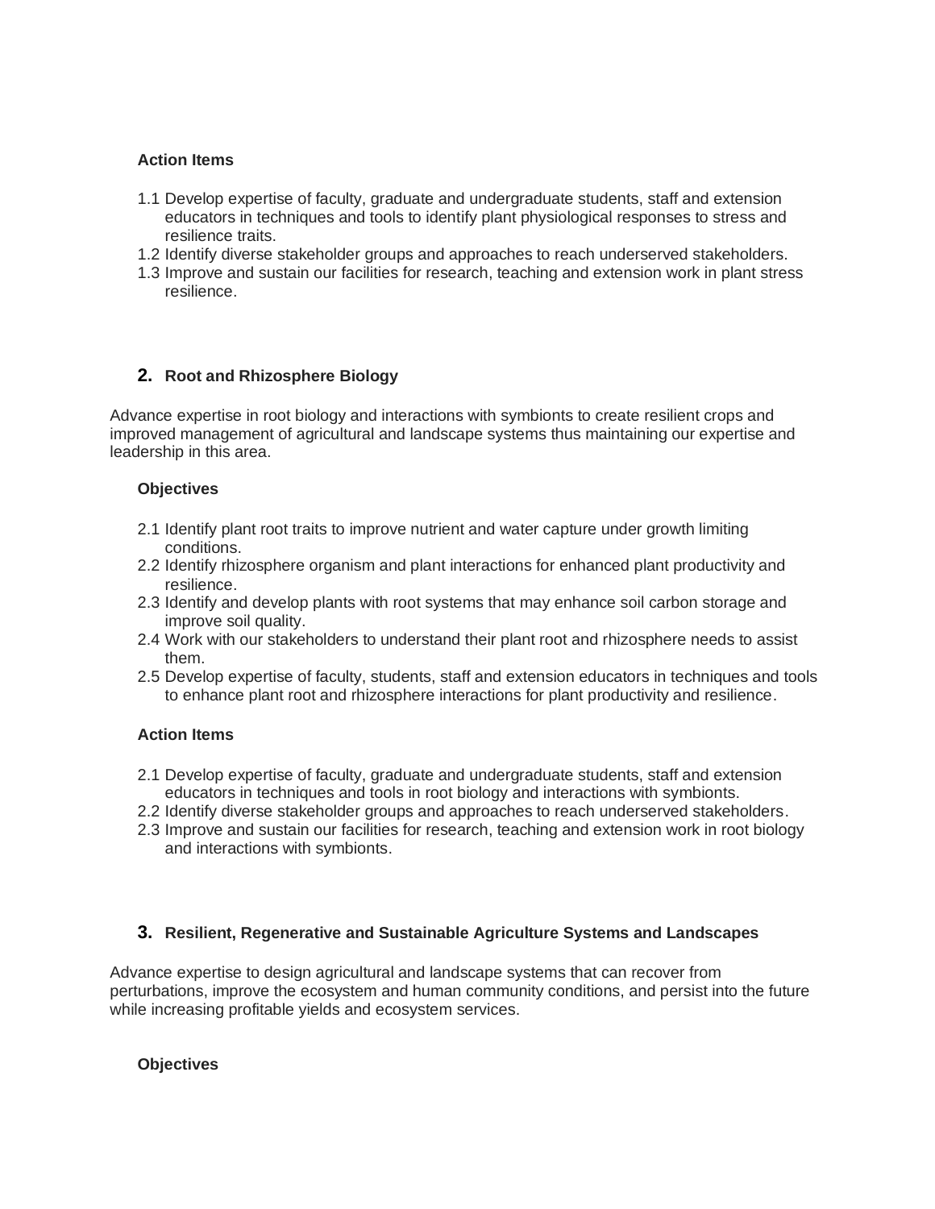**Action Items**

1.1 Develop expertise of faculty, graduate and undergraduate students, staff and extension educators in techniques and tools to identify plant physiological responses to stress and resilience traits.
1.2 Identify diverse stakeholder groups and approaches to reach underserved stakeholders.
1.3 Improve and sustain our facilities for research, teaching and extension work in plant stress resilience.

## 2. Root and Rhizosphere Biology

Advance expertise in root biology and interactions with symbionts to create resilient crops and improved management of agricultural and landscape systems thus maintaining our expertise and leadership in this area.

**Objectives**

2.1 Identify plant root traits to improve nutrient and water capture under growth limiting conditions.
2.2 Identify rhizosphere organism and plant interactions for enhanced plant productivity and resilience.
2.3 Identify and develop plants with root systems that may enhance soil carbon storage and improve soil quality.
2.4 Work with our stakeholders to understand their plant root and rhizosphere needs to assist them.
2.5 Develop expertise of faculty, students, staff and extension educators in techniques and tools to enhance plant root and rhizosphere interactions for plant productivity and resilience.

**Action Items**

2.1 Develop expertise of faculty, graduate and undergraduate students, staff and extension educators in techniques and tools in root biology and interactions with symbionts.
2.2 Identify diverse stakeholder groups and approaches to reach underserved stakeholders.
2.3 Improve and sustain our facilities for research, teaching and extension work in root biology and interactions with symbionts.

## 3. Resilient, Regenerative and Sustainable Agriculture Systems and Landscapes

Advance expertise to design agricultural and landscape systems that can recover from perturbations, improve the ecosystem and human community conditions, and persist into the future while increasing profitable yields and ecosystem services.

**Objectives**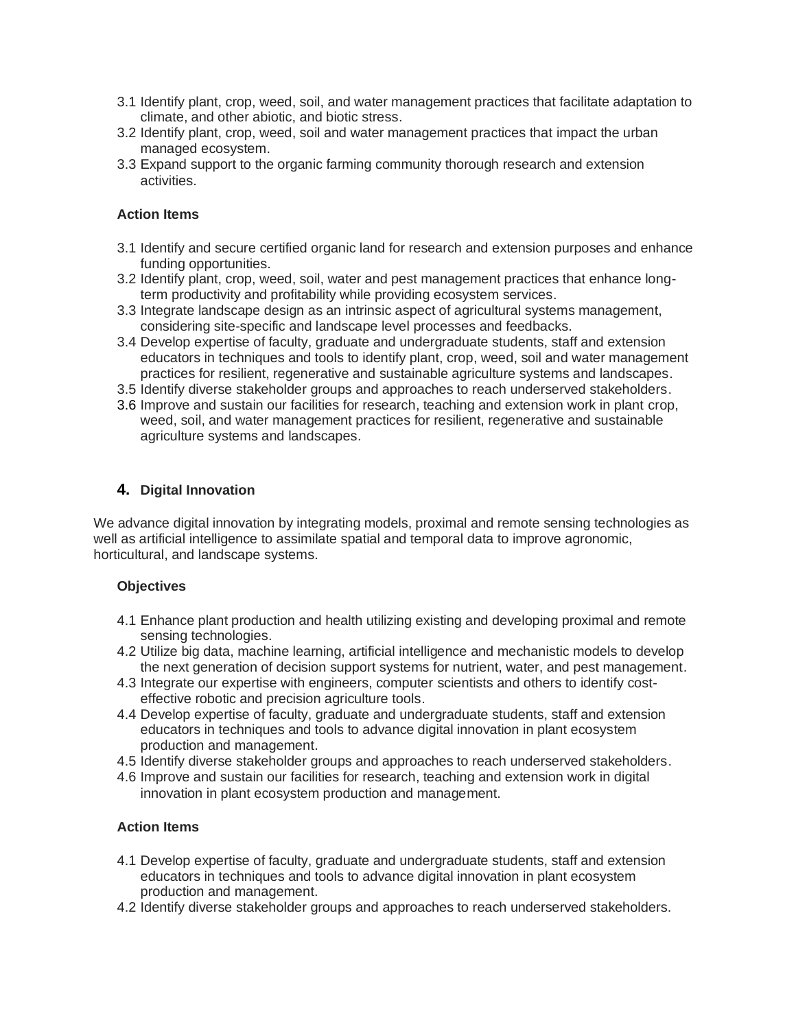3.1 Identify plant, crop, weed, soil, and water management practices that facilitate adaptation to climate, and other abiotic, and biotic stress.
3.2 Identify plant, crop, weed, soil and water management practices that impact the urban managed ecosystem.
3.3 Expand support to the organic farming community thorough research and extension activities.

**Action Items**

3.1 Identify and secure certified organic land for research and extension purposes and enhance funding opportunities.
3.2 Identify plant, crop, weed, soil, water and pest management practices that enhance long-term productivity and profitability while providing ecosystem services.
3.3 Integrate landscape design as an intrinsic aspect of agricultural systems management, considering site-specific and landscape level processes and feedbacks.
3.4 Develop expertise of faculty, graduate and undergraduate students, staff and extension educators in techniques and tools to identify plant, crop, weed, soil and water management practices for resilient, regenerative and sustainable agriculture systems and landscapes.
3.5 Identify diverse stakeholder groups and approaches to reach underserved stakeholders.
3.6 Improve and sustain our facilities for research, teaching and extension work in plant crop, weed, soil, and water management practices for resilient, regenerative and sustainable agriculture systems and landscapes.

## 4. Digital Innovation

We advance digital innovation by integrating models, proximal and remote sensing technologies as well as artificial intelligence to assimilate spatial and temporal data to improve agronomic, horticultural, and landscape systems.

**Objectives**

4.1 Enhance plant production and health utilizing existing and developing proximal and remote sensing technologies.
4.2 Utilize big data, machine learning, artificial intelligence and mechanistic models to develop the next generation of decision support systems for nutrient, water, and pest management.
4.3 Integrate our expertise with engineers, computer scientists and others to identify cost-effective robotic and precision agriculture tools.
4.4 Develop expertise of faculty, graduate and undergraduate students, staff and extension educators in techniques and tools to advance digital innovation in plant ecosystem production and management.
4.5 Identify diverse stakeholder groups and approaches to reach underserved stakeholders.
4.6 Improve and sustain our facilities for research, teaching and extension work in digital innovation in plant ecosystem production and management.

**Action Items**

4.1 Develop expertise of faculty, graduate and undergraduate students, staff and extension educators in techniques and tools to advance digital innovation in plant ecosystem production and management.
4.2 Identify diverse stakeholder groups and approaches to reach underserved stakeholders.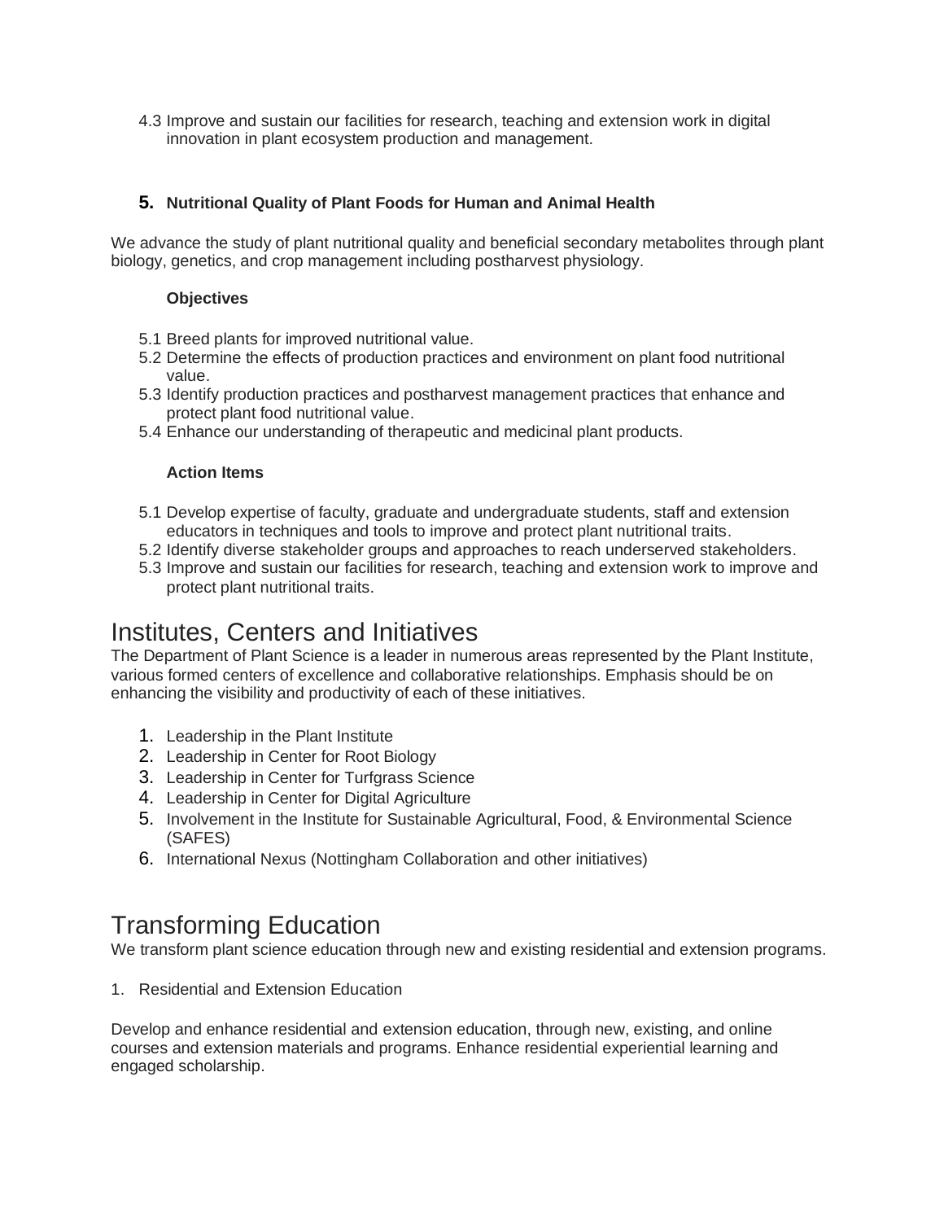4.3 Improve and sustain our facilities for research, teaching and extension work in digital innovation in plant ecosystem production and management.

### 5. Nutritional Quality of Plant Foods for Human and Animal Health

We advance the study of plant nutritional quality and beneficial secondary metabolites through plant biology, genetics, and crop management including postharvest physiology.

**Objectives**

5.1 Breed plants for improved nutritional value.
5.2 Determine the effects of production practices and environment on plant food nutritional value.
5.3 Identify production practices and postharvest management practices that enhance and protect plant food nutritional value.
5.4 Enhance our understanding of therapeutic and medicinal plant products.

**Action Items**

5.1 Develop expertise of faculty, graduate and undergraduate students, staff and extension educators in techniques and tools to improve and protect plant nutritional traits.
5.2 Identify diverse stakeholder groups and approaches to reach underserved stakeholders.
5.3 Improve and sustain our facilities for research, teaching and extension work to improve and protect plant nutritional traits.

# Institutes, Centers and Initiatives

The Department of Plant Science is a leader in numerous areas represented by the Plant Institute, various formed centers of excellence and collaborative relationships. Emphasis should be on enhancing the visibility and productivity of each of these initiatives.

1. Leadership in the Plant Institute
2. Leadership in Center for Root Biology
3. Leadership in Center for Turfgrass Science
4. Leadership in Center for Digital Agriculture
5. Involvement in the Institute for Sustainable Agricultural, Food, & Environmental Science (SAFES)
6. International Nexus (Nottingham Collaboration and other initiatives)

# Transforming Education

We transform plant science education through new and existing residential and extension programs.

1. Residential and Extension Education

Develop and enhance residential and extension education, through new, existing, and online courses and extension materials and programs. Enhance residential experiential learning and engaged scholarship.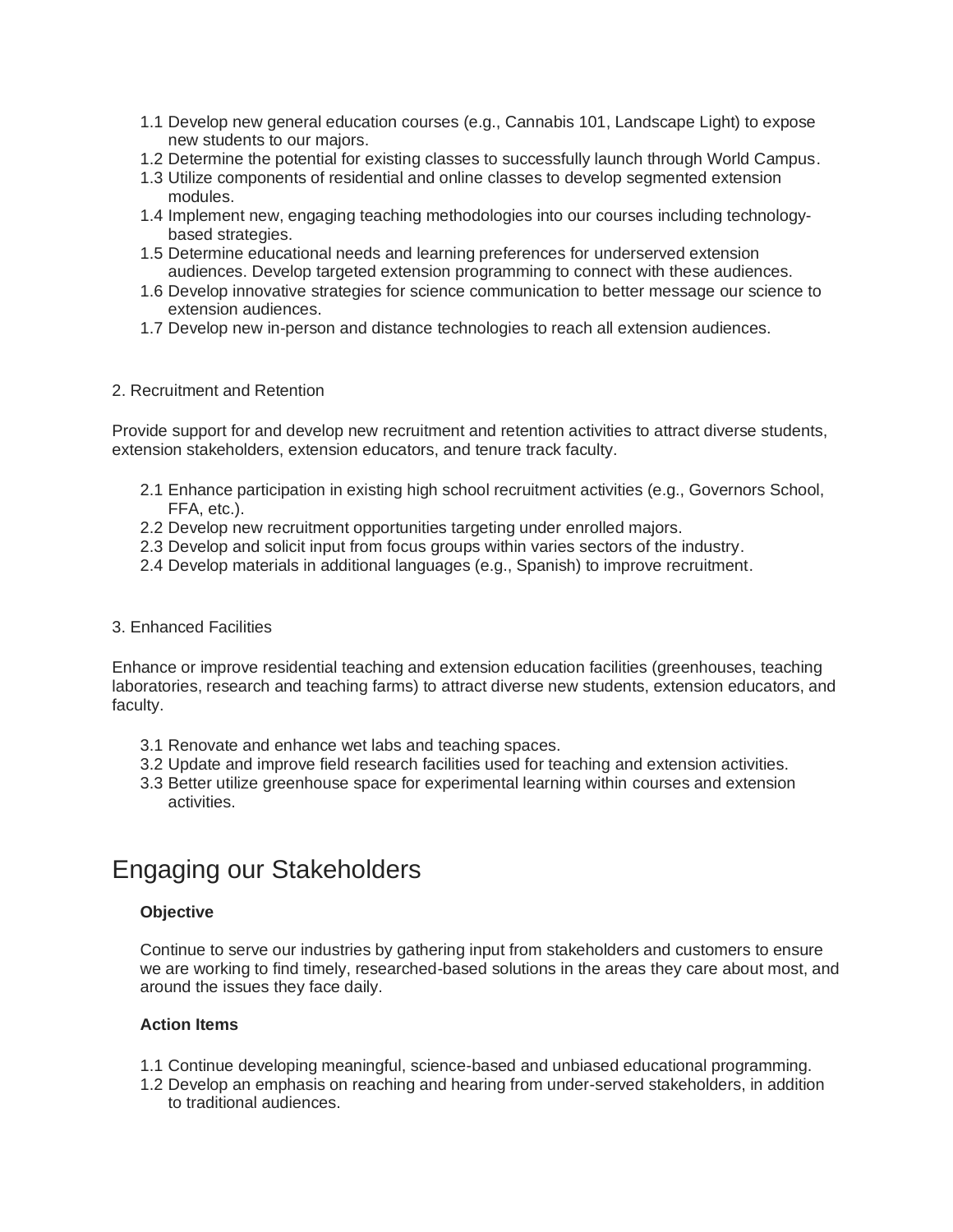1.1 Develop new general education courses (e.g., Cannabis 101, Landscape Light) to expose new students to our majors.
1.2 Determine the potential for existing classes to successfully launch through World Campus.
1.3 Utilize components of residential and online classes to develop segmented extension modules.
1.4 Implement new, engaging teaching methodologies into our courses including technology-based strategies.
1.5 Determine educational needs and learning preferences for underserved extension audiences. Develop targeted extension programming to connect with these audiences.
1.6 Develop innovative strategies for science communication to better message our science to extension audiences.
1.7 Develop new in-person and distance technologies to reach all extension audiences.

2. Recruitment and Retention

Provide support for and develop new recruitment and retention activities to attract diverse students, extension stakeholders, extension educators, and tenure track faculty.

2.1 Enhance participation in existing high school recruitment activities (e.g., Governors School, FFA, etc.).
2.2 Develop new recruitment opportunities targeting under enrolled majors.
2.3 Develop and solicit input from focus groups within varies sectors of the industry.
2.4 Develop materials in additional languages (e.g., Spanish) to improve recruitment.

3. Enhanced Facilities

Enhance or improve residential teaching and extension education facilities (greenhouses, teaching laboratories, research and teaching farms) to attract diverse new students, extension educators, and faculty.

3.1 Renovate and enhance wet labs and teaching spaces.
3.2 Update and improve field research facilities used for teaching and extension activities.
3.3 Better utilize greenhouse space for experimental learning within courses and extension activities.

# Engaging our Stakeholders

**Objective**

Continue to serve our industries by gathering input from stakeholders and customers to ensure we are working to find timely, researched-based solutions in the areas they care about most, and around the issues they face daily.

**Action Items**

1.1 Continue developing meaningful, science-based and unbiased educational programming.
1.2 Develop an emphasis on reaching and hearing from under-served stakeholders, in addition to traditional audiences.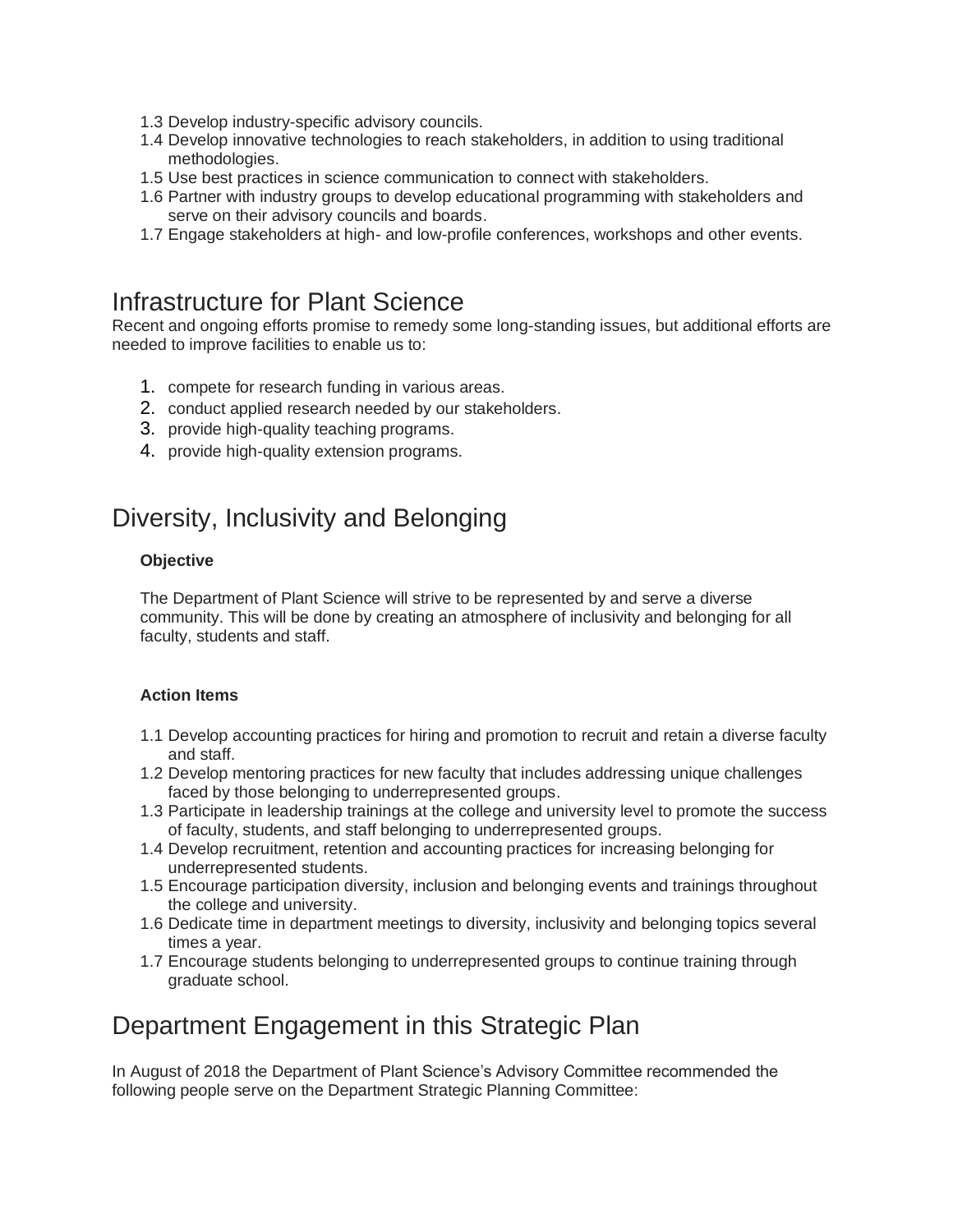1.3 Develop industry-specific advisory councils.
1.4 Develop innovative technologies to reach stakeholders, in addition to using traditional methodologies.
1.5 Use best practices in science communication to connect with stakeholders.
1.6 Partner with industry groups to develop educational programming with stakeholders and serve on their advisory councils and boards.
1.7 Engage stakeholders at high- and low-profile conferences, workshops and other events.

# Infrastructure for Plant Science

Recent and ongoing efforts promise to remedy some long-standing issues, but additional efforts are needed to improve facilities to enable us to:

1. compete for research funding in various areas.
2. conduct applied research needed by our stakeholders.
3. provide high-quality teaching programs.
4. provide high-quality extension programs.

# Diversity, Inclusivity and Belonging

**Objective**

The Department of Plant Science will strive to be represented by and serve a diverse community. This will be done by creating an atmosphere of inclusivity and belonging for all faculty, students and staff.

**Action Items**

1.1 Develop accounting practices for hiring and promotion to recruit and retain a diverse faculty and staff.
1.2 Develop mentoring practices for new faculty that includes addressing unique challenges faced by those belonging to underrepresented groups.
1.3 Participate in leadership trainings at the college and university level to promote the success of faculty, students, and staff belonging to underrepresented groups.
1.4 Develop recruitment, retention and accounting practices for increasing belonging for underrepresented students.
1.5 Encourage participation diversity, inclusion and belonging events and trainings throughout the college and university.
1.6 Dedicate time in department meetings to diversity, inclusivity and belonging topics several times a year.
1.7 Encourage students belonging to underrepresented groups to continue training through graduate school.

# Department Engagement in this Strategic Plan

In August of 2018 the Department of Plant Science's Advisory Committee recommended the following people serve on the Department Strategic Planning Committee: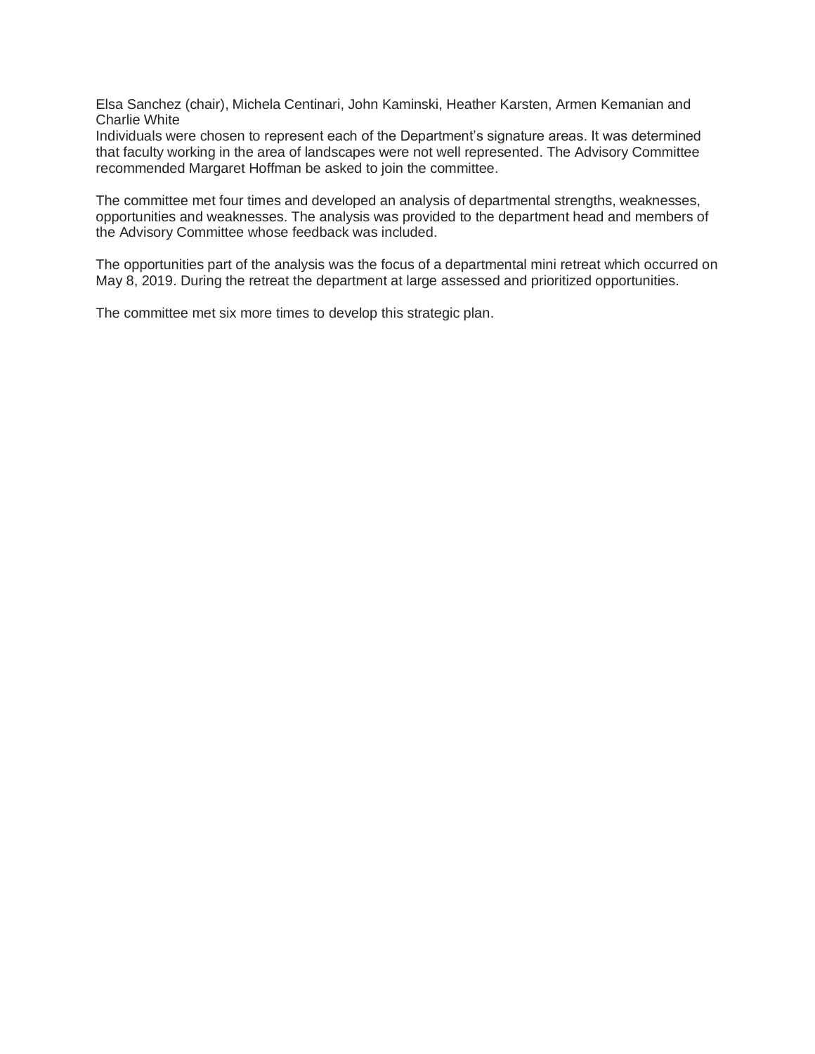Elsa Sanchez (chair), Michela Centinari, John Kaminski, Heather Karsten, Armen Kemanian and Charlie White

Individuals were chosen to represent each of the Department's signature areas. It was determined that faculty working in the area of landscapes were not well represented. The Advisory Committee recommended Margaret Hoffman be asked to join the committee.

The committee met four times and developed an analysis of departmental strengths, weaknesses, opportunities and weaknesses. The analysis was provided to the department head and members of the Advisory Committee whose feedback was included.

The opportunities part of the analysis was the focus of a departmental mini retreat which occurred on May 8, 2019. During the retreat the department at large assessed and prioritized opportunities.

The committee met six more times to develop this strategic plan.